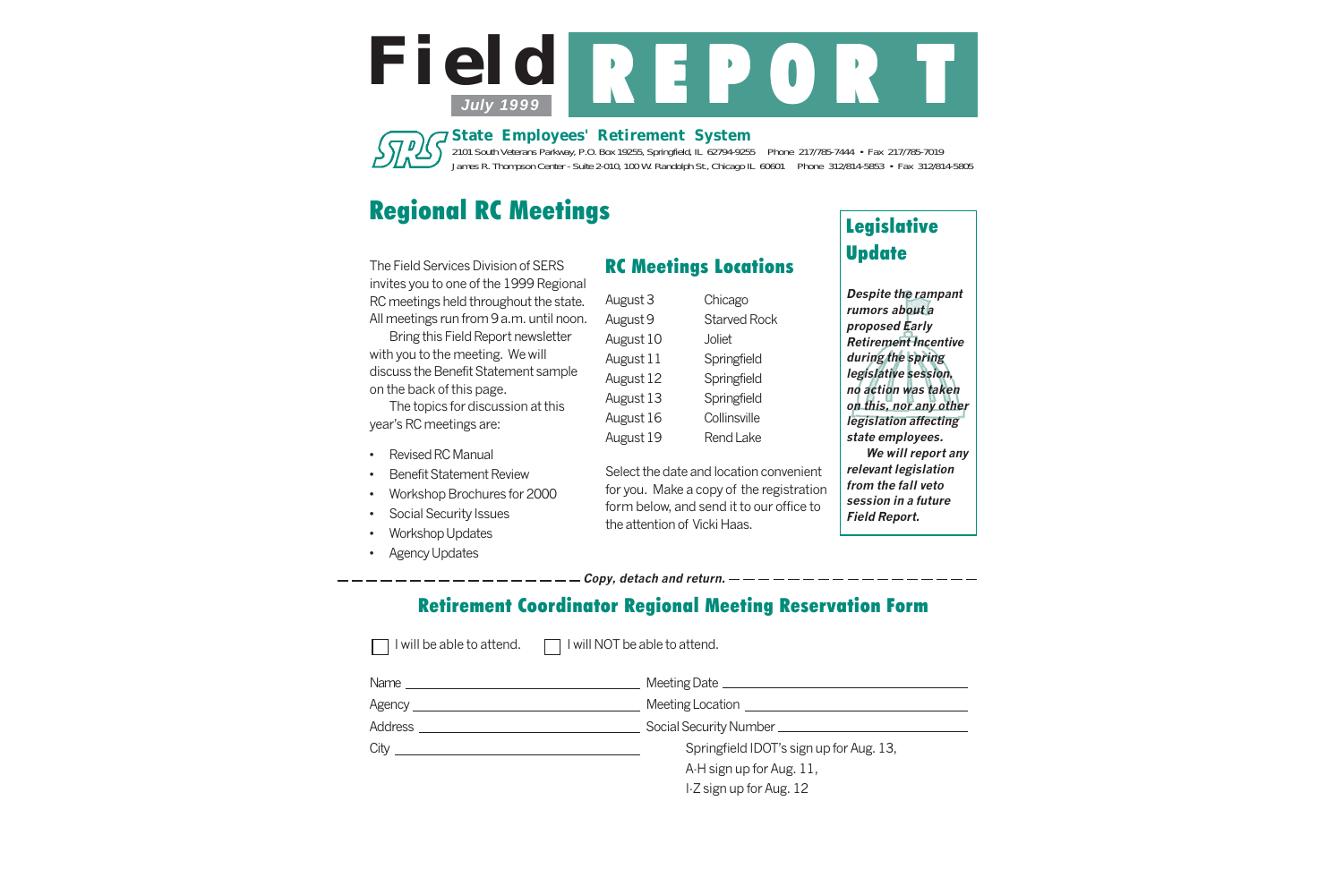# Field REPORT

July 1999

**State Employees' Retirement System**

2101 South Veterans Parkway, P.O. Box 19255, Springfield, IL 62794-9255 Phone 217/785-7444 • Fax 217/785-7019

James R. Thompson Center - Suite 2-010, 100 W. Randolph St., Chicago IL 60601 Phone 312/814-5853 • Fax 312/814-5805

## Regional RC Meetings

The Field Services Division of SERS invites you to one of the 1999 Regional RC meetings held throughout the state. All meetings run from 9 a.m. until noon.

Bring this Field Report newsletter with you to the meeting. We will discuss the Benefit Statement sample on the back of this page.

The topics for discussion at this year's RC meetings are:

- Revised RC Manual
- Benefit Statement Review
- Workshop Brochures for 2000
- Social Security Issues
- Workshop Updates
- Agency Updates

### RC Meetings Locations

| | |
|---|---|
| August 3 | Chicago |
| August 9 | Starved Rock |
| August 10 | Joliet |
| August 11 | Springfield |
| August 12 | Springfield |
| August 13 | Springfield |
| August 16 | Collinsville |
| August 19 | Rend Lake |

Select the date and location convenient for you. Make a copy of the registration form below, and send it to our office to the attention of Vicki Haas.

### Legislative Update

***Despite the rampant rumors about a proposed Early Retirement Incentive during the spring legislative session, no action was taken on this, nor any other legislation affecting state employees.***

***We will report any relevant legislation from the fall veto session in a future Field Report.***

*Copy, detach and return.*

## Retirement Coordinator Regional Meeting Reservation Form

☐ I will be able to attend. ☐ I will NOT be able to attend.

Name ______________________ Meeting Date ______________________

Agency ______________________ Meeting Location ______________________

Address ______________________ Social Security Number ______________________

City ______________________

Springfield IDOT's sign up for Aug. 13,
A-H sign up for Aug. 11,
I-Z sign up for Aug. 12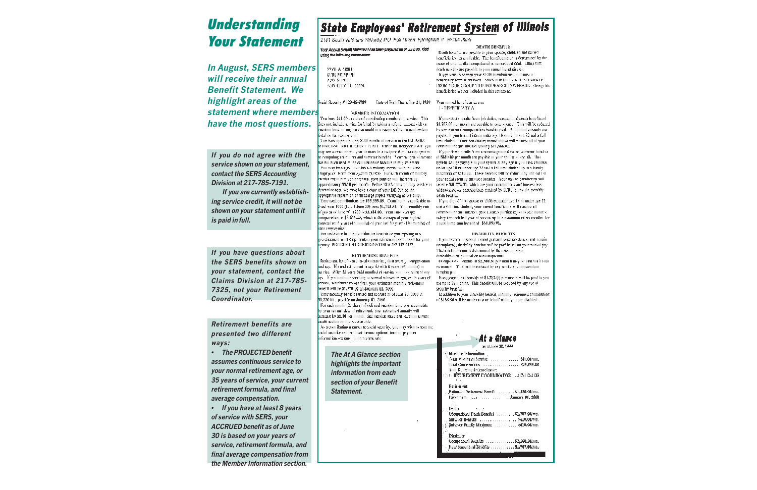# Understanding Your Statement

***In August, SERS members will receive their annual Benefit Statement. We highlight areas of the statement where members have the most questions.***

***If you do not agree with the service shown on your statement, contact the SERS Accounting Division at 217-785-7191.***

***If you are currently establishing service credit, it will not be shown on your statement until it is paid in full.***

***If you have questions about the SERS benefits shown on your statement, contact the Claims Division at 217-785-7325, not your Retirement Coordinator.***

***Retirement benefits are presented two different ways:***

- ***The PROJECTED benefit assumes continuous service to your normal retirement age, or 35 years of service, your current retirement formula, and final average compensation.***
- ***If you have at least 8 years of service with SERS, your ACCRUED benefit as of June 30 is based on your years of service, retirement formula, and final average compensation from the Member Information section.***

## State Employees' Retirement System of Illinois

2101 South Veterans Parkway, P.O. Box 19255, Springfield, IL 62794-9255

Your Annual Benefit Statement has been prepared as of June 30, 1999 using the following information:

MARY A. ABBEY
SERS MEMBER
ANY STREET
ANY CITY, IL 66554

Social Security # 123-45-6789 Date of Birth December 21, 1939

### MEMBER INFORMATION

You have 241.00 months of contributing membership service. This does not include service forfeited by taking a refund, unused sick or vacation time, or any service credit in a reciprocal retirement system listed on the reverse side.

You have approximately 8.00 months of service in the ILLINOIS MUNICIPAL RETIREMENT FUND. Under the Reciprocal Act, you may use service of one year or more in a reciprocal retirement system in computing retirement and survivor benefits. Your reciprocal service has not been used in the calculation of benefits in this statement.

You may be eligible to purchase military service with the State Employees' Retirement System (SERS). For each month of military service credit that you purchase, your pension will increase by approximately $5.70 per month. Before SERS can grant any service or determine cost, we must have a copy of your DD-214 or the appropriate separation or discharge papers verifying active duty.

Your total contributions are $25,555.85. Contributions applicable to fiscal year 1999 (July 1-June 30) were $1,799.31. Your monthly rate of pay as of June 30, 1999 is $3,414.00. Your final average compensation is $3,616.33, which is the average of your highest consecutive 4 years (48 months) of your last 10 years (120 months) of state employment.

For assistance in filing a claim for benefits or participating in a preretirement workshop, contact your retirement coordinator for your agency: RETIREMENT COORDINATOR at 217-112-2133.

### RETIREMENT BENEFITS

Retirement benefits are based on service, final average compensation and age. Normal retirement is age 60 with 8 years (96 months) of service. After 35 years (420 months) of service you may retire at any age. If you continue working to normal retirement age, or 35 years of service, whichever comes first, your estimated monthly retirement benefit will be $1,370.00 on January 01, 2000.

Your monthly benefit earned and accrued as of June 30, 1999 is $1,320.00, payable on January 01, 2000.

For each month (21 days) of sick and vacation time you accumulate by your normal date of retirement, your retirement annuity will increase by $5.40 per month. See the sick leave and vacation service credit section on the reverse side.

As a contributing member to social security, you may wish to read the social security and the level income optional form of payment information sections on the reverse side.

### DEATH BENEFITS

Death benefits are payable to your spouse, children and named beneficiaries, as applicable. The benefit amount is determined by the cause of your death—occupational or nonoccupational. Unless still death benefits are payable to your named beneficiaries.

If you want to change your SERS beneficiaries, a change of beneficiary form is enclosed. SERS BENEFITS ARE SEPARATE FROM YOUR GROUP LIFE INSURANCE COVERAGE. Group life beneficiaries are not included in this statement.

Your named beneficiaries are:
1 - BENEFICIARY A

If your death results from job duties, occupational death benefits of $1,707.00 per month are payable to your spouse. This will be reduced by any workers' compensation benefits paid. Additional amounts are payable if you have children under age 18 or under age 22 and a full time student. Your beneficiary named above will receive all of your contributions and interest totaling $11,666.92.

If your death results from a nonoccupational cause, survivor benefits of $610.00 per month are payable to your spouse at age 50. This benefit will be payable to your spouse at any age if you have children under age 18 or under age 22 and a full time student up to a family maximum of $610.00. These benefits will be reduced by one-half of your social security survivor benefits. Your named beneficiary will receive $41,274.31, which are your contributions and interest less widow/survivor contributions retained by SERS to pay the monthly death benefit.

If you die with no spouse or children under age 18 or under age 22 and a full time student, your named beneficiaries will receive all contributions and interest, plus a state's portion equal to one month's salary for each full year of service up to a maximum of six months, for a total lump sum benefit of $64,959.93.

### DISABILITY BENEFITS

If you become disabled, cannot perform your job duties, and remain unemployed, disability benefits will be paid based on your rate of pay. The benefit amount is determined by the cause of your disability—occupational or nonoccupational.

Occupational benefits of $2,560.50 per month may be paid until your retirement. This will be reduced by any workers' compensation benefits paid.

Nonoccupational benefits of $1,707.00 per month will be paid to you for up to 78 months. This benefit will be reduced by any social security benefits.

In addition to your disability benefit, monthly retirement contributions of $156.56 will be made on your behalf while you are disabled.

***The At A Glance section highlights the important information from each section of your Benefit Statement.***

### At a Glance

as of June 30, 1999

**Member Information**

| | |
|---|---|
| Total Months of Service | 241.00 mo. |
| Total Contributions | $25,555.85 |
| Your Retirement Coordinator: | |
| RETIREMENT COORDINATOR | 217-112-2133 |

**Retirement**

| | |
|---|---|
| Estimated Retirement Benefit | $1,320.00/mo. |
| Payable on | January 01, 2000 |

**Death**

| | |
|---|---|
| Occupational Death Benefits | $1,707.00/mo. |
| Survivor Benefits | $610.00/mo. |
| Survivor Family Maximum | $610.00/mo. |

**Disability**

| | |
|---|---|
| Occupational Benefits | $2,560.50/mo. |
| Nonoccupational Benefits | $1,707.00/mo. |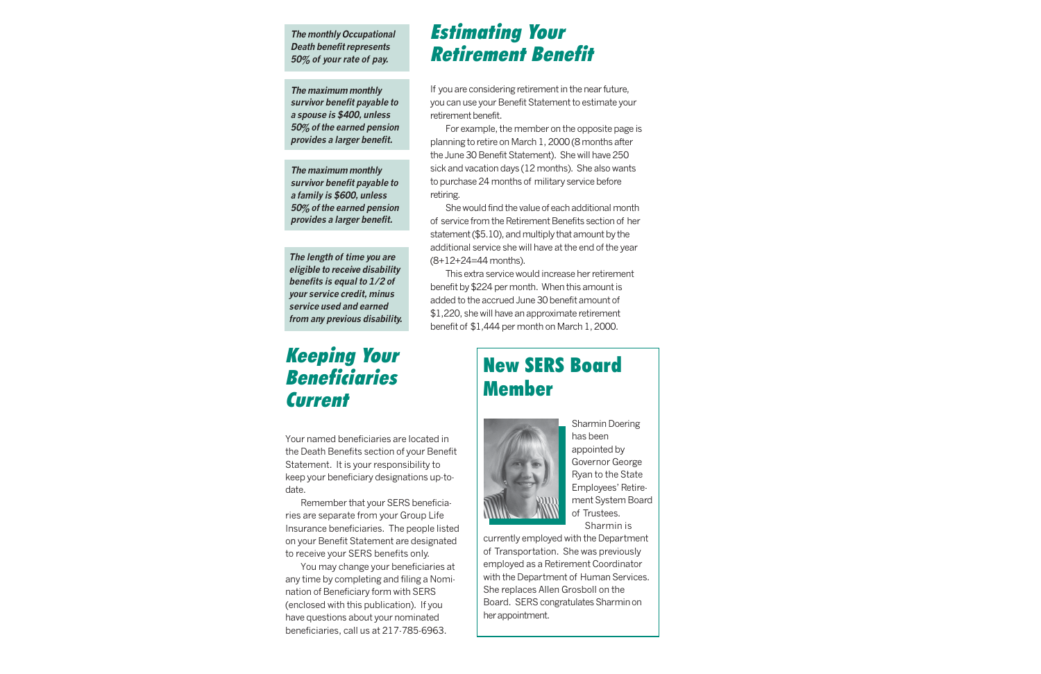*The monthly Occupational Death benefit represents 50% of your rate of pay.*

*The maximum monthly survivor benefit payable to a spouse is $400, unless 50% of the earned pension provides a larger benefit.*

*The maximum monthly survivor benefit payable to a family is $600, unless 50% of the earned pension provides a larger benefit.*

*The length of time you are eligible to receive disability benefits is equal to 1/2 of your service credit, minus service used and earned from any previous disability.*

## Estimating Your Retirement Benefit

If you are considering retirement in the near future, you can use your Benefit Statement to estimate your retirement benefit.

For example, the member on the opposite page is planning to retire on March 1, 2000 (8 months after the June 30 Benefit Statement). She will have 250 sick and vacation days (12 months). She also wants to purchase 24 months of military service before retiring.

She would find the value of each additional month of service from the Retirement Benefits section of her statement ($5.10), and multiply that amount by the additional service she will have at the end of the year (8+12+24=44 months).

This extra service would increase her retirement benefit by $224 per month. When this amount is added to the accrued June 30 benefit amount of $1,220, she will have an approximate retirement benefit of $1,444 per month on March 1, 2000.

## Keeping Your Beneficiaries Current

Your named beneficiaries are located in the Death Benefits section of your Benefit Statement. It is your responsibility to keep your beneficiary designations up-to-date.

Remember that your SERS beneficiaries are separate from your Group Life Insurance beneficiaries. The people listed on your Benefit Statement are designated to receive your SERS benefits only.

You may change your beneficiaries at any time by completing and filing a Nomination of Beneficiary form with SERS (enclosed with this publication). If you have questions about your nominated beneficiaries, call us at 217-785-6963.

## New SERS Board Member

Sharmin Doering has been appointed by Governor George Ryan to the State Employees' Retirement System Board of Trustees.

Sharmin is currently employed with the Department of Transportation. She was previously employed as a Retirement Coordinator with the Department of Human Services. She replaces Allen Grosboll on the Board. SERS congratulates Sharmin on her appointment.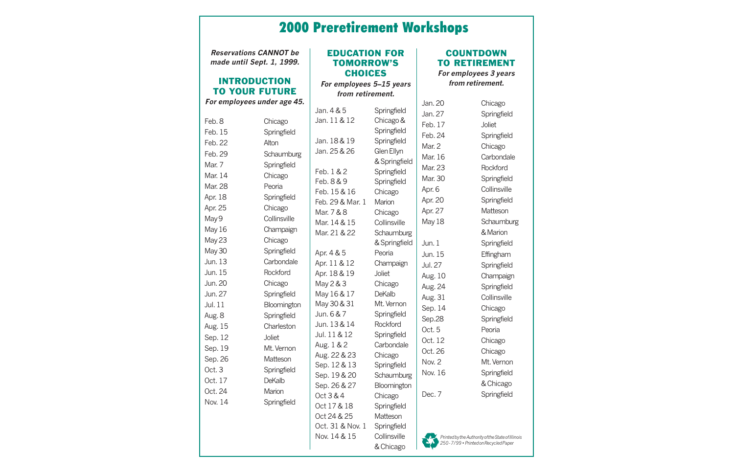# 2000 Preretirement Workshops

***Reservations CANNOT be made until Sept. 1, 1999.***

## INTRODUCTION TO YOUR FUTURE

***For employees under age 45.***

| | |
|---|---|
| Feb. 8 | Chicago |
| Feb. 15 | Springfield |
| Feb. 22 | Alton |
| Feb. 29 | Schaumburg |
| Mar. 7 | Springfield |
| Mar. 14 | Chicago |
| Mar. 28 | Peoria |
| Apr. 18 | Springfield |
| Apr. 25 | Chicago |
| May 9 | Collinsville |
| May 16 | Champaign |
| May 23 | Chicago |
| May 30 | Springfield |
| Jun. 13 | Carbondale |
| Jun. 15 | Rockford |
| Jun. 20 | Chicago |
| Jun. 27 | Springfield |
| Jul. 11 | Bloomington |
| Aug. 8 | Springfield |
| Aug. 15 | Charleston |
| Sep. 12 | Joliet |
| Sep. 19 | Mt. Vernon |
| Sep. 26 | Matteson |
| Oct. 3 | Springfield |
| Oct. 17 | DeKalb |
| Oct. 24 | Marion |
| Nov. 14 | Springfield |

## EDUCATION FOR TOMORROW'S CHOICES

***For employees 5–15 years from retirement.***

| | |
|---|---|
| Jan. 4 & 5 | Springfield |
| Jan. 11 & 12 | Chicago & Springfield |
| Jan. 18 & 19 | Springfield |
| Jan. 25 & 26 | Glen Ellyn & Springfield |
| Feb. 1 & 2 | Springfield |
| Feb. 8 & 9 | Springfield |
| Feb. 15 & 16 | Chicago |
| Feb. 29 & Mar. 1 | Marion |
| Mar. 7 & 8 | Chicago |
| Mar. 14 & 15 | Collinsville |
| Mar. 21 & 22 | Schaumburg & Springfield |
| Apr. 4 & 5 | Peoria |
| Apr. 11 & 12 | Champaign |
| Apr. 18 & 19 | Joliet |
| May 2 & 3 | Chicago |
| May 16 & 17 | DeKalb |
| May 30 & 31 | Mt. Vernon |
| Jun. 6 & 7 | Springfield |
| Jun. 13 & 14 | Rockford |
| Jul. 11 & 12 | Springfield |
| Aug. 1 & 2 | Carbondale |
| Aug. 22 & 23 | Chicago |
| Sep. 12 & 13 | Springfield |
| Sep. 19 & 20 | Schaumburg |
| Sep. 26 & 27 | Bloomington |
| Oct 3 & 4 | Chicago |
| Oct 17 & 18 | Springfield |
| Oct 24 & 25 | Matteson |
| Oct. 31 & Nov. 1 | Springfield |
| Nov. 14 & 15 | Collinsville & Chicago |

## COUNTDOWN TO RETIREMENT

***For employees 3 years from retirement.***

| | |
|---|---|
| Jan. 20 | Chicago |
| Jan. 27 | Springfield |
| Feb. 17 | Joliet |
| Feb. 24 | Springfield |
| Mar. 2 | Chicago |
| Mar. 16 | Carbondale |
| Mar. 23 | Rockford |
| Mar. 30 | Springfield |
| Apr. 6 | Collinsville |
| Apr. 20 | Springfield |
| Apr. 27 | Matteson |
| May 18 | Schaumburg & Marion |
| Jun. 1 | Springfield |
| Jun. 15 | Effingham |
| Jul. 27 | Springfield |
| Aug. 10 | Champaign |
| Aug. 24 | Springfield |
| Aug. 31 | Collinsville |
| Sep. 14 | Chicago |
| Sep. 28 | Springfield |
| Oct. 5 | Peoria |
| Oct. 12 | Chicago |
| Oct. 26 | Chicago |
| Nov. 2 | Mt. Vernon |
| Nov. 16 | Springfield & Chicago |
| Dec. 7 | Springfield |

*Printed by the Authority of the State of Illinois*
*250 - 7/99 • Printed on Recycled Paper*